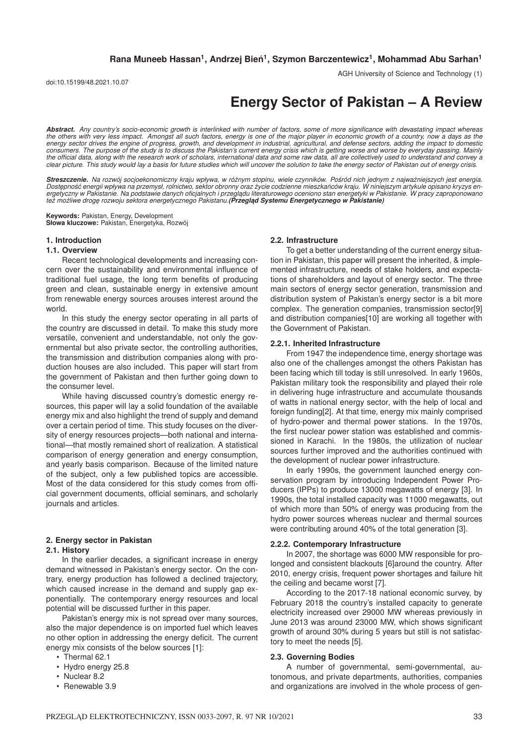**Rana Muneeb Hassan[1], Andrzej Bień[1], Szymon Barczentewicz[1], Mohammad Abu Sarhan[1]**

AGH University of Science and Technology (1)

doi:10.15199/48.2021.10.07

# Energy Sector of Pakistan – A Review

***Abstract.*** *Any country's socio-economic growth is interlinked with number of factors, some of more significance with devastating impact whereas the others with very less impact. Amongst all such factors, energy is one of the major player in economic growth of a country, now a days as the energy sector drives the engine of progress, growth, and development in industrial, agricultural, and defense sectors, adding the impact to domestic consumers. The purpose of the study is to discuss the Pakistan's current energy crisis which is getting worse and worse by everyday passing. Mainly the official data, along with the research work of scholars, international data and some raw data, all are collectively used to understand and convey a clear picture. This study would lay a basis for future studies which will uncover the solution to take the energy sector of Pakistan out of energy crisis.*

***Streszczenie.*** *Na rozwój socjoekonomiczny kraju wpływa, w różnym stopinu, wiele czynników. Pośród nich jednym z najważniejszych jest energia. Dostępność energii wpływa na przemysł, rolnictwo, sektor obronny oraz życie codzienne mieszkańców kraju. W niniejszym artykule opisano kryzys energetyczny w Pakistanie. Na podstawie danych oficjalnych i przeglądu literaturowego oceniono stan energetyki w Pakistanie. W pracy zaproponowano też możliwe drogę rozwoju sektora energetycznego Pakistanu.**(Przegląd Systemu Energetycznego w Pakistanie)***

**Keywords:** Pakistan, Energy, Development
**Słowa kluczowe:** Pakistan, Energetyka, Rozwój

## 1. Introduction

### 1.1. Overview

Recent technological developments and increasing concern over the sustainability and environmental influence of traditional fuel usage, the long term benefits of producing green and clean, sustainable energy in extensive amount from renewable energy sources arouses interest around the world.

In this study the energy sector operating in all parts of the country are discussed in detail. To make this study more versatile, convenient and understandable, not only the governmental but also private sector, the controlling authorities, the transmission and distribution companies along with production houses are also included. This paper will start from the government of Pakistan and then further going down to the consumer level.

While having discussed country's domestic energy resources, this paper will lay a solid foundation of the available energy mix and also highlight the trend of supply and demand over a certain period of time. This study focuses on the diversity of energy resources projects—both national and international—that mostly remained short of realization. A statistical comparison of energy generation and energy consumption, and yearly basis comparison. Because of the limited nature of the subject, only a few published topics are accessible. Most of the data considered for this study comes from official government documents, official seminars, and scholarly journals and articles.

## 2. Energy sector in Pakistan

### 2.1. History

In the earlier decades, a significant increase in energy demand witnessed in Pakistan's energy sector. On the contrary, energy production has followed a declined trajectory, which caused increase in the demand and supply gap exponentially. The contemporary energy resources and local potential will be discussed further in this paper.

Pakistan's energy mix is not spread over many sources, also the major dependence is on imported fuel which leaves no other option in addressing the energy deficit. The current energy mix consists of the below sources [1]:

- Thermal 62.1
- Hydro energy 25.8
- Nuclear 8.2
- Renewable 3.9

### 2.2. Infrastructure

To get a better understanding of the current energy situation in Pakistan, this paper will present the inherited, & implemented infrastructure, needs of stake holders, and expectations of shareholders and layout of energy sector. The three main sectors of energy sector generation, transmission and distribution system of Pakistan's energy sector is a bit more complex. The generation companies, transmission sector[9] and distribution companies[10] are working all together with the Government of Pakistan.

#### 2.2.1. Inherited Infrastructure

From 1947 the independence time, energy shortage was also one of the challenges amongst the others Pakistan has been facing which till today is still unresolved. In early 1960s, Pakistan military took the responsibility and played their role in delivering huge infrastructure and accumulate thousands of watts in national energy sector, with the help of local and foreign funding[2]. At that time, energy mix mainly comprised of hydro-power and thermal power stations. In the 1970s, the first nuclear power station was established and commissioned in Karachi. In the 1980s, the utilization of nuclear sources further improved and the authorities continued with the development of nuclear power infrastructure.

In early 1990s, the government launched energy conservation program by introducing Independent Power Producers (IPPs) to produce 13000 megawatts of energy [3]. In 1990s, the total installed capacity was 11000 megawatts, out of which more than 50% of energy was producing from the hydro power sources whereas nuclear and thermal sources were contributing around 40% of the total generation [3].

#### 2.2.2. Contemporary Infrastructure

In 2007, the shortage was 6000 MW responsible for prolonged and consistent blackouts [6]around the country. After 2010, energy crisis, frequent power shortages and failure hit the ceiling and became worst [7].

According to the 2017-18 national economic survey, by February 2018 the country's installed capacity to generate electricity increased over 29000 MW whereas previously in June 2013 was around 23000 MW, which shows significant growth of around 30% during 5 years but still is not satisfactory to meet the needs [5].

### 2.3. Governing Bodies

A number of governmental, semi-governmental, autonomous, and private departments, authorities, companies and organizations are involved in the whole process of gen-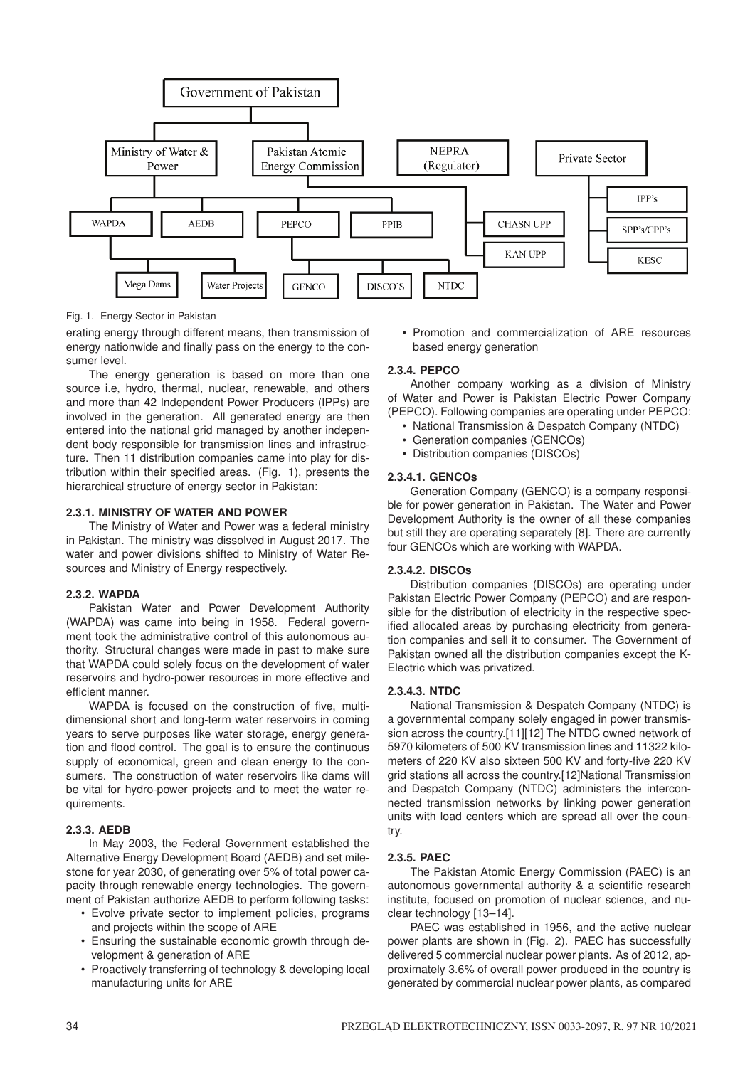Government of Pakistan

Ministry of Water & Power | Pakistan Atomic Energy Commission | NEPRA (Regulator) | Private Sector

WAPDA | AEDB | PEPCO | PPIB | CHASN UPP | KAN UPP | IPP's | SPP's/CPP's | KESC

Mega Dams | Water Projects | GENCO | DISCO'S | NTDC

Fig. 1. Energy Sector in Pakistan

erating energy through different means, then transmission of energy nationwide and finally pass on the energy to the consumer level.

The energy generation is based on more than one source i.e, hydro, thermal, nuclear, renewable, and others and more than 42 Independent Power Producers (IPPs) are involved in the generation. All generated energy are then entered into the national grid managed by another independent body responsible for transmission lines and infrastructure. Then 11 distribution companies came into play for distribution within their specified areas. (Fig. 1), presents the hierarchical structure of energy sector in Pakistan:

#### 2.3.1. MINISTRY OF WATER AND POWER

The Ministry of Water and Power was a federal ministry in Pakistan. The ministry was dissolved in August 2017. The water and power divisions shifted to Ministry of Water Resources and Ministry of Energy respectively.

#### 2.3.2. WAPDA

Pakistan Water and Power Development Authority (WAPDA) was came into being in 1958. Federal government took the administrative control of this autonomous authority. Structural changes were made in past to make sure that WAPDA could solely focus on the development of water reservoirs and hydro-power resources in more effective and efficient manner.

WAPDA is focused on the construction of five, multi-dimensional short and long-term water reservoirs in coming years to serve purposes like water storage, energy generation and flood control. The goal is to ensure the continuous supply of economical, green and clean energy to the consumers. The construction of water reservoirs like dams will be vital for hydro-power projects and to meet the water requirements.

#### 2.3.3. AEDB

In May 2003, the Federal Government established the Alternative Energy Development Board (AEDB) and set milestone for year 2030, of generating over 5% of total power capacity through renewable energy technologies. The government of Pakistan authorize AEDB to perform following tasks:

- Evolve private sector to implement policies, programs and projects within the scope of ARE
- Ensuring the sustainable economic growth through development & generation of ARE
- Proactively transferring of technology & developing local manufacturing units for ARE
- Promotion and commercialization of ARE resources based energy generation

#### 2.3.4. PEPCO

Another company working as a division of Ministry of Water and Power is Pakistan Electric Power Company (PEPCO). Following companies are operating under PEPCO:

- National Transmission & Despatch Company (NTDC)
- Generation companies (GENCOs)
- Distribution companies (DISCOs)

##### 2.3.4.1. GENCOs

Generation Company (GENCO) is a company responsible for power generation in Pakistan. The Water and Power Development Authority is the owner of all these companies but still they are operating separately [8]. There are currently four GENCOs which are working with WAPDA.

##### 2.3.4.2. DISCOs

Distribution companies (DISCOs) are operating under Pakistan Electric Power Company (PEPCO) and are responsible for the distribution of electricity in the respective specified allocated areas by purchasing electricity from generation companies and sell it to consumer. The Government of Pakistan owned all the distribution companies except the K-Electric which was privatized.

##### 2.3.4.3. NTDC

National Transmission & Despatch Company (NTDC) is a governmental company solely engaged in power transmission across the country.[11][12] The NTDC owned network of 5970 kilometers of 500 KV transmission lines and 11322 kilometers of 220 KV also sixteen 500 KV and forty-five 220 KV grid stations all across the country.[12]National Transmission and Despatch Company (NTDC) administers the interconnected transmission networks by linking power generation units with load centers which are spread all over the country.

#### 2.3.5. PAEC

The Pakistan Atomic Energy Commission (PAEC) is an autonomous governmental authority & a scientific research institute, focused on promotion of nuclear science, and nuclear technology [13–14].

PAEC was established in 1956, and the active nuclear power plants are shown in (Fig. 2). PAEC has successfully delivered 5 commercial nuclear power plants. As of 2012, approximately 3.6% of overall power produced in the country is generated by commercial nuclear power plants, as compared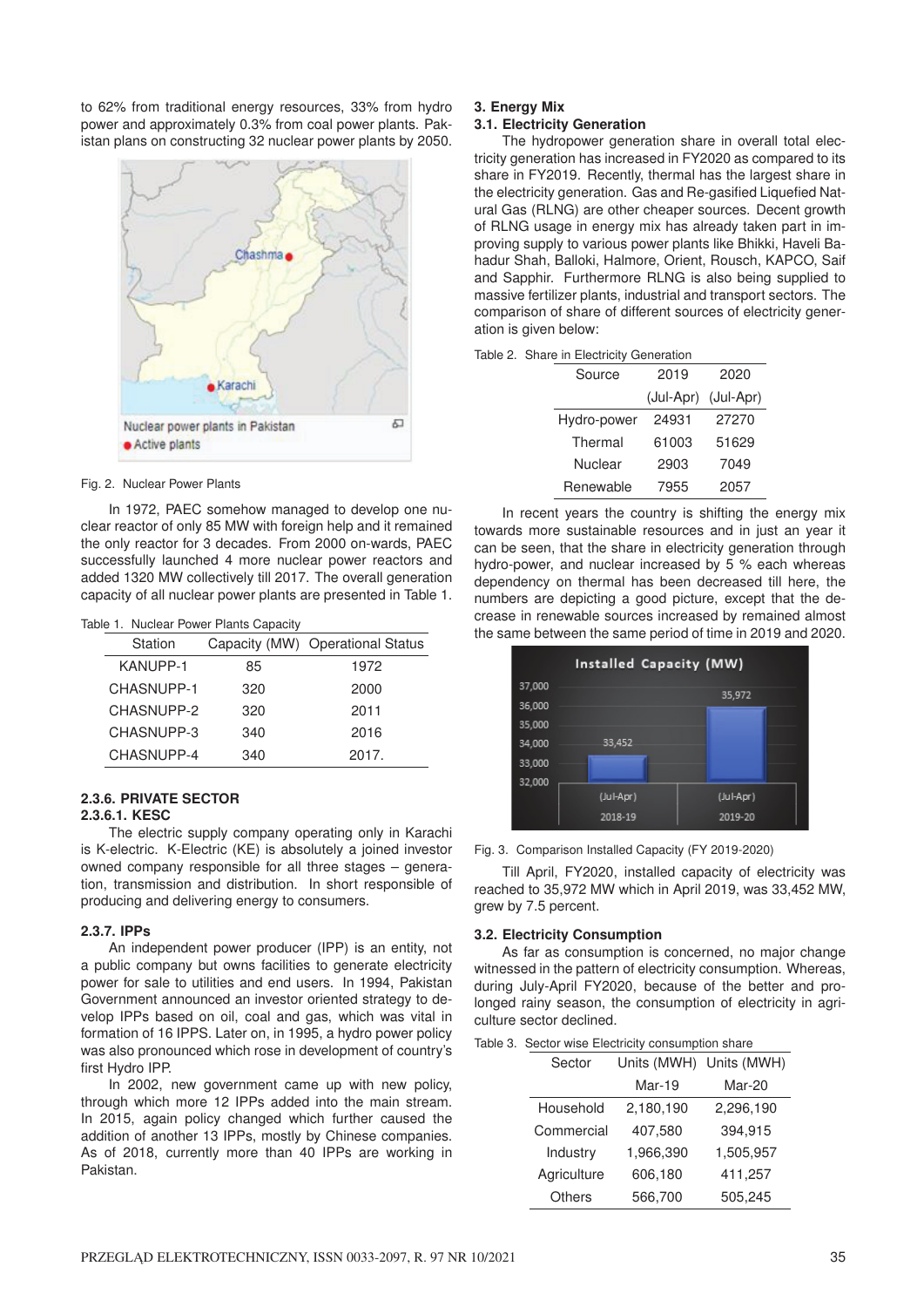to 62% from traditional energy resources, 33% from hydro power and approximately 0.3% from coal power plants. Pakistan plans on constructing 32 nuclear power plants by 2050.

Fig. 2. Nuclear Power Plants

In 1972, PAEC somehow managed to develop one nuclear reactor of only 85 MW with foreign help and it remained the only reactor for 3 decades. From 2000 on-wards, PAEC successfully launched 4 more nuclear power reactors and added 1320 MW collectively till 2017. The overall generation capacity of all nuclear power plants are presented in Table 1.

Table 1. Nuclear Power Plants Capacity

| Station | Capacity (MW) | Operational Status |
|---|---|---|
| KANUPP-1 | 85 | 1972 |
| CHASNUPP-1 | 320 | 2000 |
| CHASNUPP-2 | 320 | 2011 |
| CHASNUPP-3 | 340 | 2016 |
| CHASNUPP-4 | 340 | 2017. |

#### 2.3.6. PRIVATE SECTOR

##### 2.3.6.1. KESC

The electric supply company operating only in Karachi is K-electric. K-Electric (KE) is absolutely a joined investor owned company responsible for all three stages – generation, transmission and distribution. In short responsible of producing and delivering energy to consumers.

#### 2.3.7. IPPs

An independent power producer (IPP) is an entity, not a public company but owns facilities to generate electricity power for sale to utilities and end users. In 1994, Pakistan Government announced an investor oriented strategy to develop IPPs based on oil, coal and gas, which was vital in formation of 16 IPPS. Later on, in 1995, a hydro power policy was also pronounced which rose in development of country's first Hydro IPP.

In 2002, new government came up with new policy, through which more 12 IPPs added into the main stream. In 2015, again policy changed which further caused the addition of another 13 IPPs, mostly by Chinese companies. As of 2018, currently more than 40 IPPs are working in Pakistan.

## 3. Energy Mix

### 3.1. Electricity Generation

The hydropower generation share in overall total electricity generation has increased in FY2020 as compared to its share in FY2019. Recently, thermal has the largest share in the electricity generation. Gas and Re-gasified Liquefied Natural Gas (RLNG) are other cheaper sources. Decent growth of RLNG usage in energy mix has already taken part in improving supply to various power plants like Bhikki, Haveli Bahadur Shah, Balloki, Halmore, Orient, Rousch, KAPCO, Saif and Sapphir. Furthermore RLNG is also being supplied to massive fertilizer plants, industrial and transport sectors. The comparison of share of different sources of electricity generation is given below:

Table 2. Share in Electricity Generation

| Source | 2019 (Jul-Apr) | 2020 (Jul-Apr) |
|---|---|---|
| Hydro-power | 24931 | 27270 |
| Thermal | 61003 | 51629 |
| Nuclear | 2903 | 7049 |
| Renewable | 7955 | 2057 |

In recent years the country is shifting the energy mix towards more sustainable resources and in just an year it can be seen, that the share in electricity generation through hydro-power, and nuclear increased by 5 % each whereas dependency on thermal has been decreased till here, the numbers are depicting a good picture, except that the decrease in renewable sources increased by remained almost the same between the same period of time in 2019 and 2020.

Fig. 3. Comparison Installed Capacity (FY 2019-2020)

Till April, FY2020, installed capacity of electricity was reached to 35,972 MW which in April 2019, was 33,452 MW, grew by 7.5 percent.

### 3.2. Electricity Consumption

As far as consumption is concerned, no major change witnessed in the pattern of electricity consumption. Whereas, during July-April FY2020, because of the better and prolonged rainy season, the consumption of electricity in agriculture sector declined.

Table 3. Sector wise Electricity consumption share

| Sector | Units (MWH) Mar-19 | Units (MWH) Mar-20 |
|---|---|---|
| Household | 2,180,190 | 2,296,190 |
| Commercial | 407,580 | 394,915 |
| Industry | 1,966,390 | 1,505,957 |
| Agriculture | 606,180 | 411,257 |
| Others | 566,700 | 505,245 |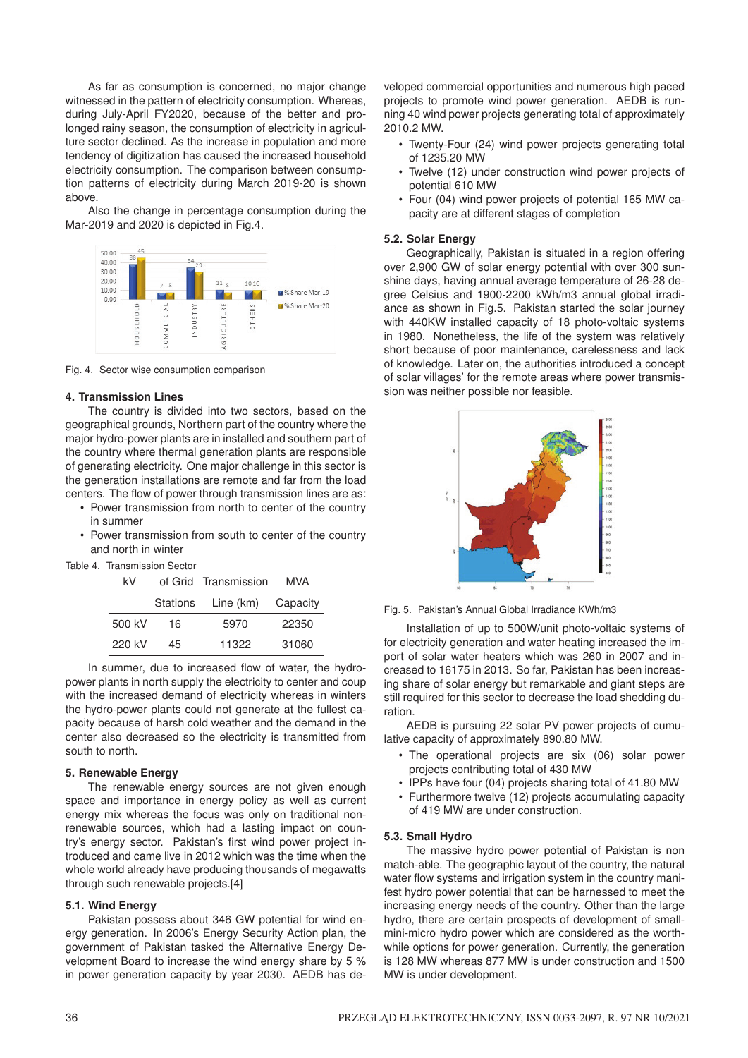As far as consumption is concerned, no major change witnessed in the pattern of electricity consumption. Whereas, during July-April FY2020, because of the better and prolonged rainy season, the consumption of electricity in agriculture sector declined. As the increase in population and more tendency of digitization has caused the increased household electricity consumption. The comparison between consumption patterns of electricity during March 2019-20 is shown above.

Also the change in percentage consumption during the Mar-2019 and 2020 is depicted in Fig.4.

Fig. 4. Sector wise consumption comparison

## 4. Transmission Lines

The country is divided into two sectors, based on the geographical grounds, Northern part of the country where the major hydro-power plants are in installed and southern part of the country where thermal generation plants are responsible of generating electricity. One major challenge in this sector is the generation installations are remote and far from the load centers. The flow of power through transmission lines are as:

- Power transmission from north to center of the country in summer
- Power transmission from south to center of the country and north in winter

Table 4. Transmission Sector

| kV | of Grid Stations | Transmission Line (km) | MVA Capacity |
|---|---|---|---|
| 500 kV | 16 | 5970 | 22350 |
| 220 kV | 45 | 11322 | 31060 |

In summer, due to increased flow of water, the hydro-power plants in north supply the electricity to center and coup with the increased demand of electricity whereas in winters the hydro-power plants could not generate at the fullest capacity because of harsh cold weather and the demand in the center also decreased so the electricity is transmitted from south to north.

## 5. Renewable Energy

The renewable energy sources are not given enough space and importance in energy policy as well as current energy mix whereas the focus was only on traditional non-renewable sources, which had a lasting impact on country's energy sector. Pakistan's first wind power project introduced and came live in 2012 which was the time when the whole world already have producing thousands of megawatts through such renewable projects.[4]

### 5.1. Wind Energy

Pakistan possess about 346 GW potential for wind energy generation. In 2006's Energy Security Action plan, the government of Pakistan tasked the Alternative Energy Development Board to increase the wind energy share by 5 % in power generation capacity by year 2030. AEDB has developed commercial opportunities and numerous high paced projects to promote wind power generation. AEDB is running 40 wind power projects generating total of approximately 2010.2 MW.

- Twenty-Four (24) wind power projects generating total of 1235.20 MW
- Twelve (12) under construction wind power projects of potential 610 MW
- Four (04) wind power projects of potential 165 MW capacity are at different stages of completion

### 5.2. Solar Energy

Geographically, Pakistan is situated in a region offering over 2,900 GW of solar energy potential with over 300 sunshine days, having annual average temperature of 26-28 degree Celsius and 1900-2200 kWh/m3 annual global irradiance as shown in Fig.5. Pakistan started the solar journey with 440KW installed capacity of 18 photo-voltaic systems in 1980. Nonetheless, the life of the system was relatively short because of poor maintenance, carelessness and lack of knowledge. Later on, the authorities introduced a concept of solar villages' for the remote areas where power transmission was neither possible nor feasible.

Fig. 5. Pakistan's Annual Global Irradiance KWh/m3

Installation of up to 500W/unit photo-voltaic systems of for electricity generation and water heating increased the import of solar water heaters which was 260 in 2007 and increased to 16175 in 2013. So far, Pakistan has been increasing share of solar energy but remarkable and giant steps are still required for this sector to decrease the load shedding duration.

AEDB is pursuing 22 solar PV power projects of cumulative capacity of approximately 890.80 MW.

- The operational projects are six (06) solar power projects contributing total of 430 MW
- IPPs have four (04) projects sharing total of 41.80 MW
- Furthermore twelve (12) projects accumulating capacity of 419 MW are under construction.

### 5.3. Small Hydro

The massive hydro power potential of Pakistan is non match-able. The geographic layout of the country, the natural water flow systems and irrigation system in the country manifest hydro power potential that can be harnessed to meet the increasing energy needs of the country. Other than the large hydro, there are certain prospects of development of small-mini-micro hydro power which are considered as the worthwhile options for power generation. Currently, the generation is 128 MW whereas 877 MW is under construction and 1500 MW is under development.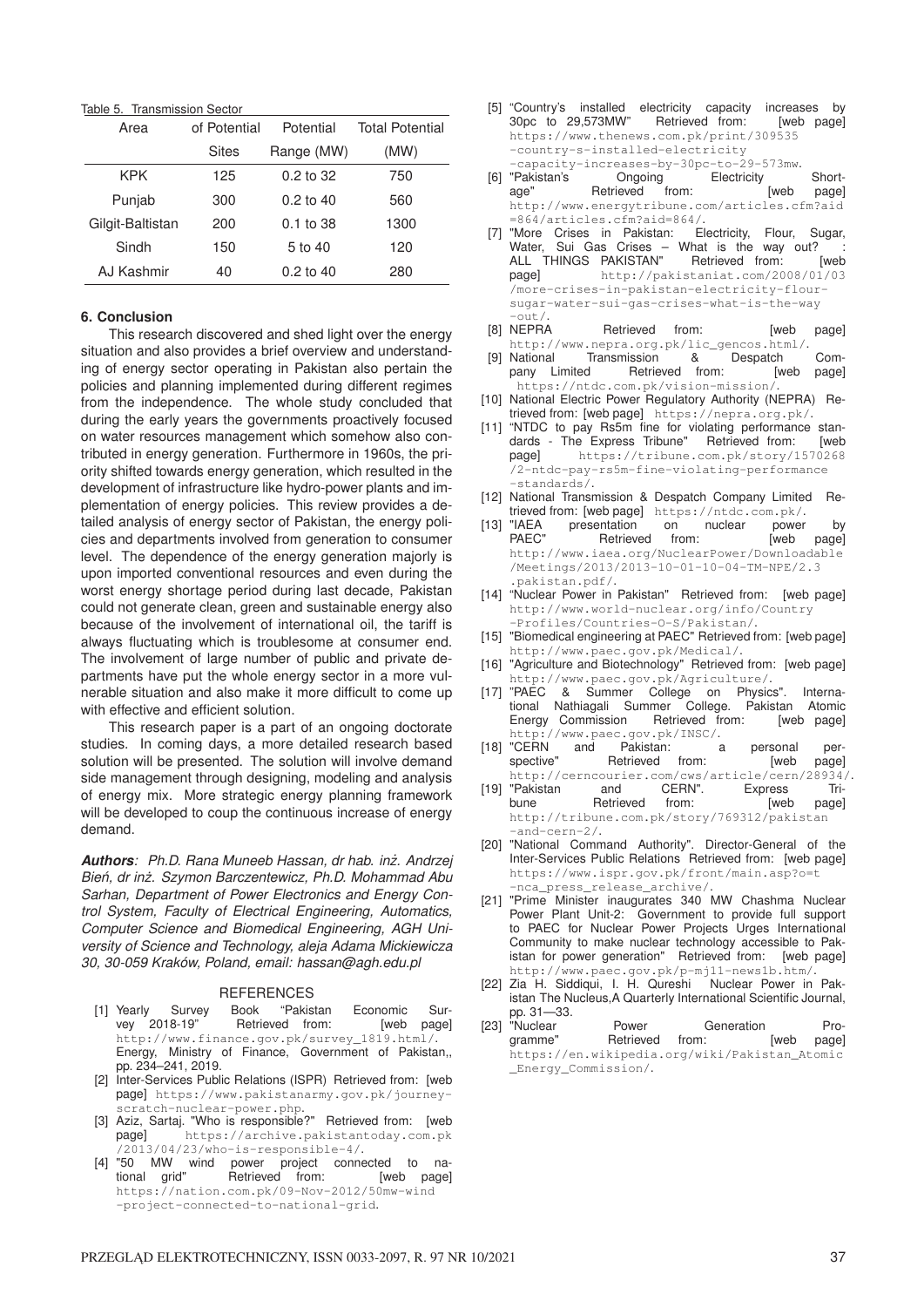Table 5. Transmission Sector

| Area | of Potential Sites | Potential Range (MW) | Total Potential (MW) |
|---|---|---|---|
| KPK | 125 | 0.2 to 32 | 750 |
| Punjab | 300 | 0.2 to 40 | 560 |
| Gilgit-Baltistan | 200 | 0.1 to 38 | 1300 |
| Sindh | 150 | 5 to 40 | 120 |
| AJ Kashmir | 40 | 0.2 to 40 | 280 |

### 6. Conclusion

This research discovered and shed light over the energy situation and also provides a brief overview and understanding of energy sector operating in Pakistan also pertain the policies and planning implemented during different regimes from the independence. The whole study concluded that during the early years the governments proactively focused on water resources management which somehow also contributed in energy generation. Furthermore in 1960s, the priority shifted towards energy generation, which resulted in the development of infrastructure like hydro-power plants and implementation of energy policies. This review provides a detailed analysis of energy sector of Pakistan, the energy policies and departments involved from generation to consumer level. The dependence of the energy generation majorly is upon imported conventional resources and even during the worst energy shortage period during last decade, Pakistan could not generate clean, green and sustainable energy also because of the involvement of international oil, the tariff is always fluctuating which is troublesome at consumer end. The involvement of large number of public and private departments have put the whole energy sector in a more vulnerable situation and also make it more difficult to come up with effective and efficient solution.

This research paper is a part of an ongoing doctorate studies. In coming days, a more detailed research based solution will be presented. The solution will involve demand side management through designing, modeling and analysis of energy mix. More strategic energy planning framework will be developed to coup the continuous increase of energy demand.

***Authors**: Ph.D. Rana Muneeb Hassan, dr hab. inż. Andrzej Bień, dr inż. Szymon Barczentewicz, Ph.D. Mohammad Abu Sarhan, Department of Power Electronics and Energy Control System, Faculty of Electrical Engineering, Automatics, Computer Science and Biomedical Engineering, AGH University of Science and Technology, aleja Adama Mickiewicza 30, 30-059 Kraków, Poland, email: hassan@agh.edu.pl*

### REFERENCES

[1] Yearly Survey Book "Pakistan Economic Survey 2018-19" Retrieved from: [web page] http://www.finance.gov.pk/survey_1819.html/. Energy, Ministry of Finance, Government of Pakistan,, pp. 234–241, 2019.

[2] Inter-Services Public Relations (ISPR) Retrieved from: [web page] https://www.pakistanarmy.gov.pk/journey-scratch-nuclear-power.php.

[3] Aziz, Sartaj. "Who is responsible?" Retrieved from: [web page] https://archive.pakistantoday.com.pk/2013/04/23/who-is-responsible-4/.

[4] "50 MW wind power project connected to national grid" Retrieved from: [web page] https://nation.com.pk/09-Nov-2012/50mw-wind-project-connected-to-national-grid.

[5] "Country's installed electricity capacity increases by 30pc to 29,573MW" Retrieved from: [web page] https://www.thenews.com.pk/print/309535-country-s-installed-electricity-capacity-increases-by-30pc-to-29-573mw.

[6] "Pakistan's Ongoing Electricity Shortage" Retrieved from: [web page] http://www.energytribune.com/articles.cfm?aid=864/articles.cfm?aid=864/.

[7] "More Crises in Pakistan: Electricity, Flour, Sugar, Water, Sui Gas Crises – What is the way out? : ALL THINGS PAKISTAN" Retrieved from: [web page] http://pakistaniat.com/2008/01/03/more-crises-in-pakistan-electricity-flour-sugar-water-sui-gas-crises-what-is-the-way-out/.

[8] NEPRA Retrieved from: [web page] http://www.nepra.org.pk/lic_gencos.html/.

[9] National Transmission & Despatch Company Limited Retrieved from: [web page] https://ntdc.com.pk/vision-mission/.

[10] National Electric Power Regulatory Authority (NEPRA) Retrieved from: [web page] https://nepra.org.pk/.

[11] "NTDC to pay Rs5m fine for violating performance standards - The Express Tribune" Retrieved from: [web page] https://tribune.com.pk/story/1570268/2-ntdc-pay-rs5m-fine-violating-performance-standards/.

[12] National Transmission & Despatch Company Limited Retrieved from: [web page] https://ntdc.com.pk/.

[13] "IAEA presentation on nuclear power by PAEC" Retrieved from: [web page] http://www.iaea.org/NuclearPower/Downloadable/Meetings/2013/2013-10-01-10-04-TM-NPE/2.3.pakistan.pdf/.

[14] "Nuclear Power in Pakistan" Retrieved from: [web page] http://www.world-nuclear.org/info/Country-Profiles/Countries-O-S/Pakistan/.

[15] "Biomedical engineering at PAEC" Retrieved from: [web page] http://www.paec.gov.pk/Medical/.

[16] "Agriculture and Biotechnology" Retrieved from: [web page] http://www.paec.gov.pk/Agriculture/.

[17] "PAEC & Summer College on Physics". International Nathiagali Summer College. Pakistan Atomic Energy Commission Retrieved from: [web page] http://www.paec.gov.pk/INSC/.

[18] "CERN and Pakistan: a personal perspective" Retrieved from: [web page] http://cerncourier.com/cws/article/cern/28934/.

[19] "Pakistan and CERN". Express Tribune Retrieved from: [web page] http://tribune.com.pk/story/769312/pakistan-and-cern-2/.

[20] "National Command Authority". Director-General of the Inter-Services Public Relations Retrieved from: [web page] https://www.ispr.gov.pk/front/main.asp?o=t-nca_press_release_archive/.

[21] "Prime Minister inaugurates 340 MW Chashma Nuclear Power Plant Unit-2: Government to provide full support to PAEC for Nuclear Power Projects Urges International Community to make nuclear technology accessible to Pakistan for power generation" Retrieved from: [web page] http://www.paec.gov.pk/p-mj11-news1b.htm/.

[22] Zia H. Siddiqui, I. H. Qureshi Nuclear Power in Pakistan The Nucleus,A Quarterly International Scientific Journal, pp. 31—33.

[23] "Nuclear Power Generation Programme" Retrieved from: [web page] https://en.wikipedia.org/wiki/Pakistan_Atomic_Energy_Commission/.